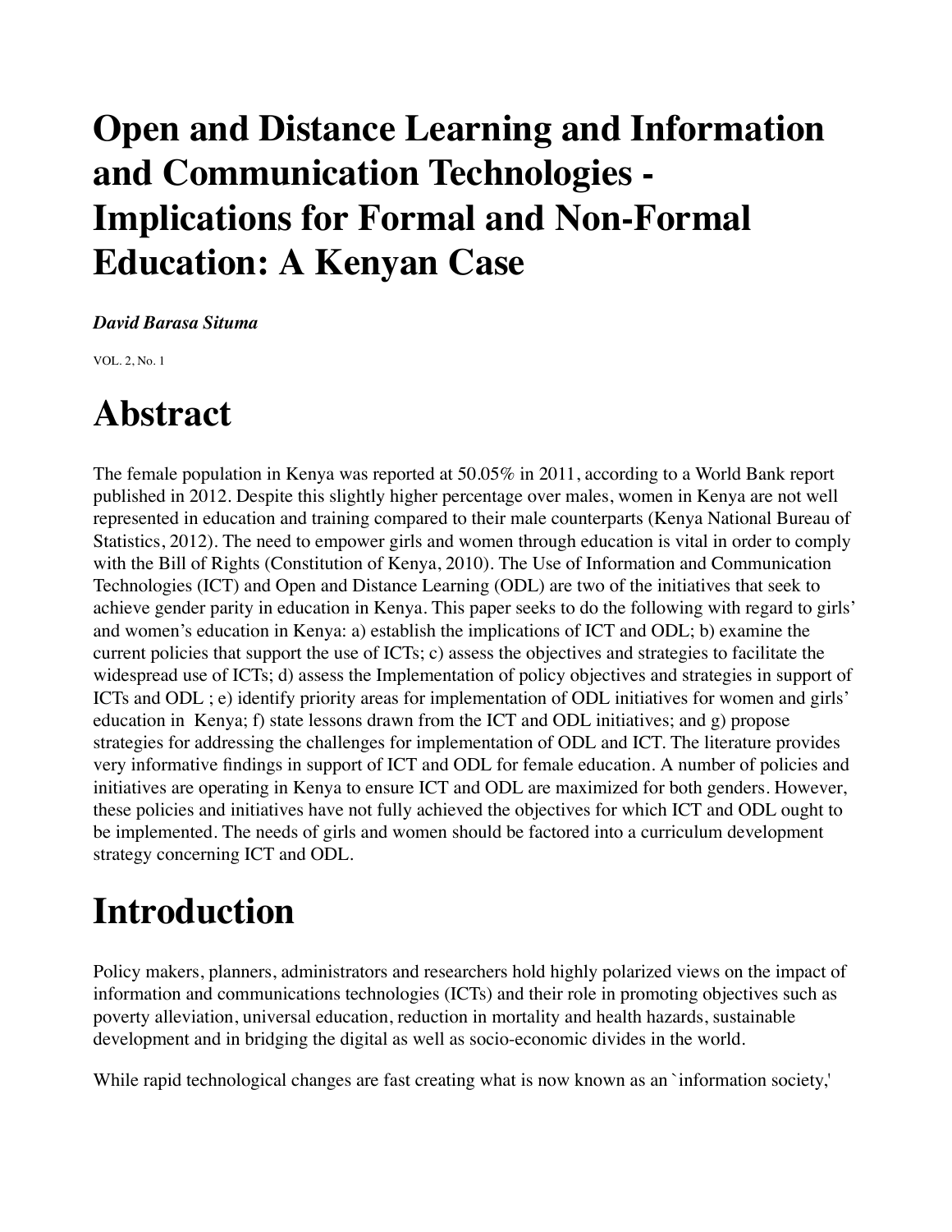# Open and Distance Learning and Information and Communication Technologies - Implications for Formal and Non-Formal Education: A Kenyan Case

***David Barasa Situma***

VOL. 2, No. 1

# Abstract

The female population in Kenya was reported at 50.05% in 2011, according to a World Bank report published in 2012. Despite this slightly higher percentage over males, women in Kenya are not well represented in education and training compared to their male counterparts (Kenya National Bureau of Statistics, 2012). The need to empower girls and women through education is vital in order to comply with the Bill of Rights (Constitution of Kenya, 2010). The Use of Information and Communication Technologies (ICT) and Open and Distance Learning (ODL) are two of the initiatives that seek to achieve gender parity in education in Kenya. This paper seeks to do the following with regard to girls' and women's education in Kenya: a) establish the implications of ICT and ODL; b) examine the current policies that support the use of ICTs; c) assess the objectives and strategies to facilitate the widespread use of ICTs; d) assess the Implementation of policy objectives and strategies in support of ICTs and ODL ; e) identify priority areas for implementation of ODL initiatives for women and girls' education in Kenya; f) state lessons drawn from the ICT and ODL initiatives; and g) propose strategies for addressing the challenges for implementation of ODL and ICT. The literature provides very informative findings in support of ICT and ODL for female education. A number of policies and initiatives are operating in Kenya to ensure ICT and ODL are maximized for both genders. However, these policies and initiatives have not fully achieved the objectives for which ICT and ODL ought to be implemented. The needs of girls and women should be factored into a curriculum development strategy concerning ICT and ODL.

# Introduction

Policy makers, planners, administrators and researchers hold highly polarized views on the impact of information and communications technologies (ICTs) and their role in promoting objectives such as poverty alleviation, universal education, reduction in mortality and health hazards, sustainable development and in bridging the digital as well as socio-economic divides in the world.

While rapid technological changes are fast creating what is now known as an `information society,'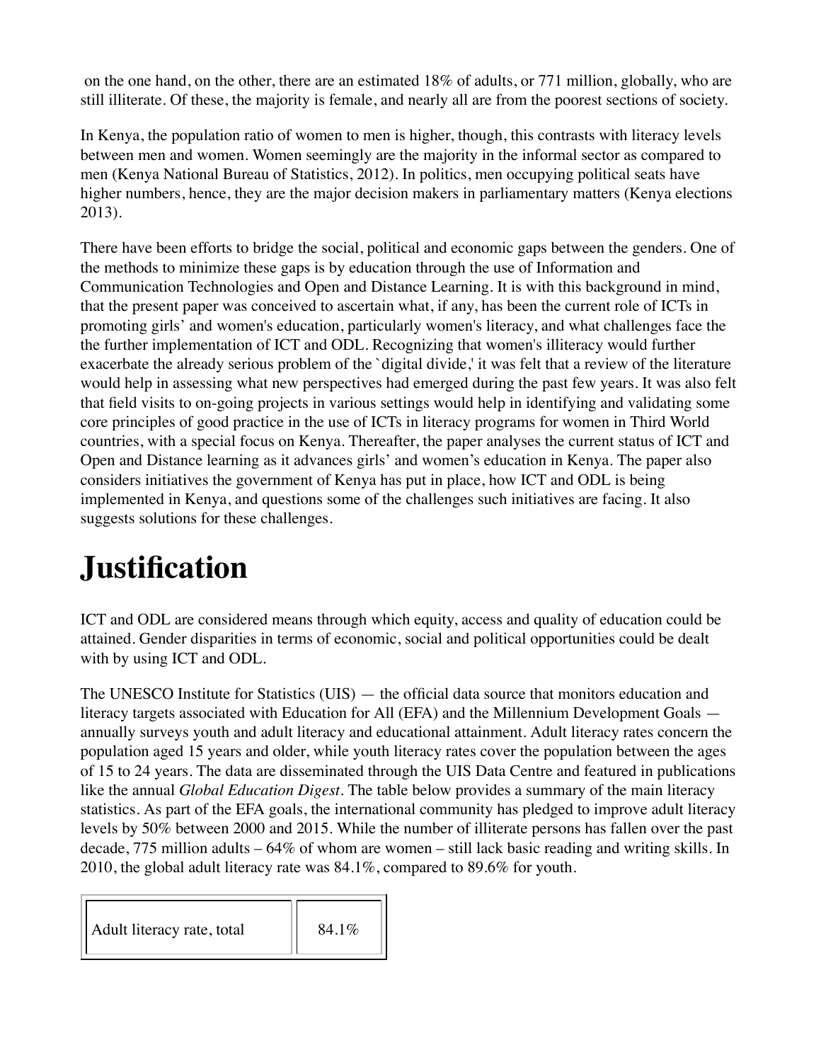on the one hand, on the other, there are an estimated 18% of adults, or 771 million, globally, who are still illiterate. Of these, the majority is female, and nearly all are from the poorest sections of society.

In Kenya, the population ratio of women to men is higher, though, this contrasts with literacy levels between men and women. Women seemingly are the majority in the informal sector as compared to men (Kenya National Bureau of Statistics, 2012). In politics, men occupying political seats have higher numbers, hence, they are the major decision makers in parliamentary matters (Kenya elections 2013).

There have been efforts to bridge the social, political and economic gaps between the genders. One of the methods to minimize these gaps is by education through the use of Information and Communication Technologies and Open and Distance Learning. It is with this background in mind, that the present paper was conceived to ascertain what, if any, has been the current role of ICTs in promoting girls' and women's education, particularly women's literacy, and what challenges face the the further implementation of ICT and ODL. Recognizing that women's illiteracy would further exacerbate the already serious problem of the `digital divide,' it was felt that a review of the literature would help in assessing what new perspectives had emerged during the past few years. It was also felt that field visits to on-going projects in various settings would help in identifying and validating some core principles of good practice in the use of ICTs in literacy programs for women in Third World countries, with a special focus on Kenya. Thereafter, the paper analyses the current status of ICT and Open and Distance learning as it advances girls' and women's education in Kenya. The paper also considers initiatives the government of Kenya has put in place, how ICT and ODL is being implemented in Kenya, and questions some of the challenges such initiatives are facing. It also suggests solutions for these challenges.

# Justification

ICT and ODL are considered means through which equity, access and quality of education could be attained. Gender disparities in terms of economic, social and political opportunities could be dealt with by using ICT and ODL.

The UNESCO Institute for Statistics (UIS) — the official data source that monitors education and literacy targets associated with Education for All (EFA) and the Millennium Development Goals — annually surveys youth and adult literacy and educational attainment. Adult literacy rates concern the population aged 15 years and older, while youth literacy rates cover the population between the ages of 15 to 24 years. The data are disseminated through the UIS Data Centre and featured in publications like the annual *Global Education Digest*. The table below provides a summary of the main literacy statistics. As part of the EFA goals, the international community has pledged to improve adult literacy levels by 50% between 2000 and 2015. While the number of illiterate persons has fallen over the past decade, 775 million adults – 64% of whom are women – still lack basic reading and writing skills. In 2010, the global adult literacy rate was 84.1%, compared to 89.6% for youth.

| | |
|---|---|
| Adult literacy rate, total | 84.1% |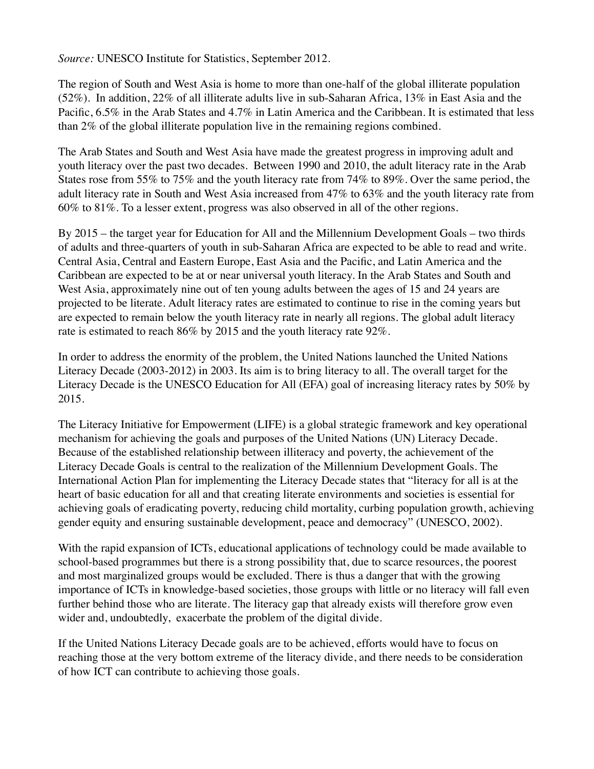*Source:* UNESCO Institute for Statistics, September 2012.

The region of South and West Asia is home to more than one-half of the global illiterate population (52%). In addition, 22% of all illiterate adults live in sub-Saharan Africa, 13% in East Asia and the Pacific, 6.5% in the Arab States and 4.7% in Latin America and the Caribbean. It is estimated that less than 2% of the global illiterate population live in the remaining regions combined.

The Arab States and South and West Asia have made the greatest progress in improving adult and youth literacy over the past two decades. Between 1990 and 2010, the adult literacy rate in the Arab States rose from 55% to 75% and the youth literacy rate from 74% to 89%. Over the same period, the adult literacy rate in South and West Asia increased from 47% to 63% and the youth literacy rate from 60% to 81%. To a lesser extent, progress was also observed in all of the other regions.

By 2015 – the target year for Education for All and the Millennium Development Goals – two thirds of adults and three-quarters of youth in sub-Saharan Africa are expected to be able to read and write. Central Asia, Central and Eastern Europe, East Asia and the Pacific, and Latin America and the Caribbean are expected to be at or near universal youth literacy. In the Arab States and South and West Asia, approximately nine out of ten young adults between the ages of 15 and 24 years are projected to be literate. Adult literacy rates are estimated to continue to rise in the coming years but are expected to remain below the youth literacy rate in nearly all regions. The global adult literacy rate is estimated to reach 86% by 2015 and the youth literacy rate 92%.

In order to address the enormity of the problem, the United Nations launched the United Nations Literacy Decade (2003-2012) in 2003. Its aim is to bring literacy to all. The overall target for the Literacy Decade is the UNESCO Education for All (EFA) goal of increasing literacy rates by 50% by 2015.

The Literacy Initiative for Empowerment (LIFE) is a global strategic framework and key operational mechanism for achieving the goals and purposes of the United Nations (UN) Literacy Decade. Because of the established relationship between illiteracy and poverty, the achievement of the Literacy Decade Goals is central to the realization of the Millennium Development Goals. The International Action Plan for implementing the Literacy Decade states that "literacy for all is at the heart of basic education for all and that creating literate environments and societies is essential for achieving goals of eradicating poverty, reducing child mortality, curbing population growth, achieving gender equity and ensuring sustainable development, peace and democracy" (UNESCO, 2002).

With the rapid expansion of ICTs, educational applications of technology could be made available to school-based programmes but there is a strong possibility that, due to scarce resources, the poorest and most marginalized groups would be excluded. There is thus a danger that with the growing importance of ICTs in knowledge-based societies, those groups with little or no literacy will fall even further behind those who are literate. The literacy gap that already exists will therefore grow even wider and, undoubtedly, exacerbate the problem of the digital divide.

If the United Nations Literacy Decade goals are to be achieved, efforts would have to focus on reaching those at the very bottom extreme of the literacy divide, and there needs to be consideration of how ICT can contribute to achieving those goals.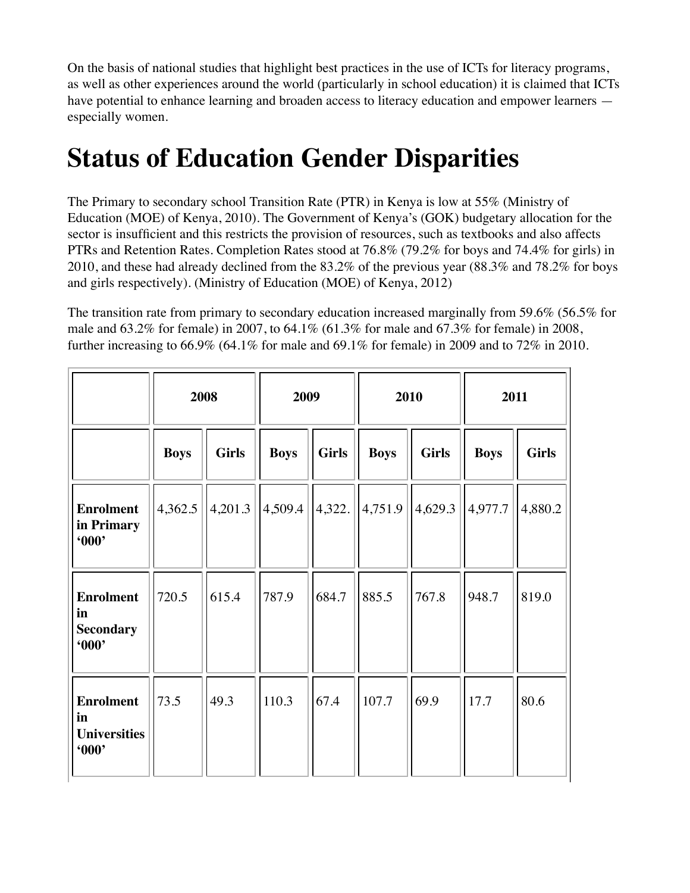On the basis of national studies that highlight best practices in the use of ICTs for literacy programs, as well as other experiences around the world (particularly in school education) it is claimed that ICTs have potential to enhance learning and broaden access to literacy education and empower learners — especially women.

# Status of Education Gender Disparities

The Primary to secondary school Transition Rate (PTR) in Kenya is low at 55% (Ministry of Education (MOE) of Kenya, 2010). The Government of Kenya's (GOK) budgetary allocation for the sector is insufficient and this restricts the provision of resources, such as textbooks and also affects PTRs and Retention Rates. Completion Rates stood at 76.8% (79.2% for boys and 74.4% for girls) in 2010, and these had already declined from the 83.2% of the previous year (88.3% and 78.2% for boys and girls respectively). (Ministry of Education (MOE) of Kenya, 2012)

The transition rate from primary to secondary education increased marginally from 59.6% (56.5% for male and 63.2% for female) in 2007, to 64.1% (61.3% for male and 67.3% for female) in 2008, further increasing to 66.9% (64.1% for male and 69.1% for female) in 2009 and to 72% in 2010.

| | **2008** | | **2009** | | **2010** | | **2011** | |
|---|---|---|---|---|---|---|---|---|
| | **Boys** | **Girls** | **Boys** | **Girls** | **Boys** | **Girls** | **Boys** | **Girls** |
| **Enrolment in Primary '000'** | 4,362.5 | 4,201.3 | 4,509.4 | 4,322. | 4,751.9 | 4,629.3 | 4,977.7 | 4,880.2 |
| **Enrolment in Secondary '000'** | 720.5 | 615.4 | 787.9 | 684.7 | 885.5 | 767.8 | 948.7 | 819.0 |
| **Enrolment in Universities '000'** | 73.5 | 49.3 | 110.3 | 67.4 | 107.7 | 69.9 | 17.7 | 80.6 |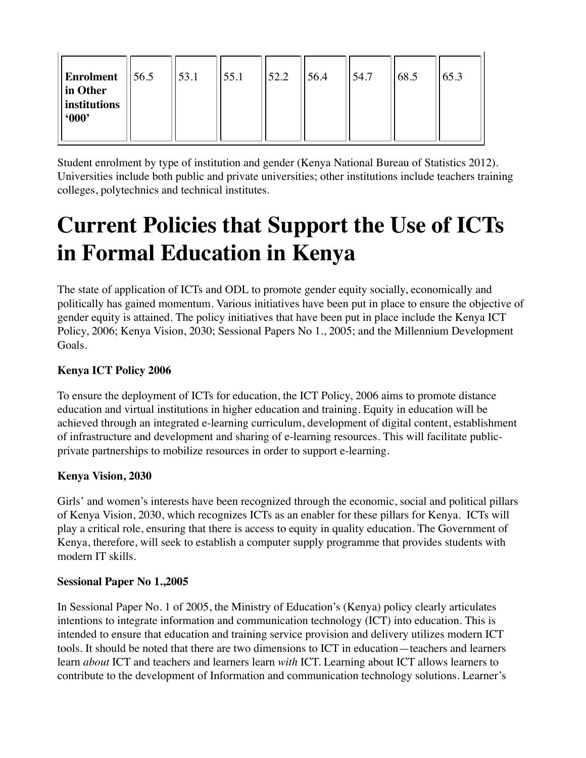| **Enrolment in Other institutions '000'** | 56.5 | 53.1 | 55.1 | 52.2 | 56.4 | 54.7 | 68.5 | 65.3 |
|---|---|---|---|---|---|---|---|---|

Student enrolment by type of institution and gender (Kenya National Bureau of Statistics 2012). Universities include both public and private universities; other institutions include teachers training colleges, polytechnics and technical institutes.

# Current Policies that Support the Use of ICTs in Formal Education in Kenya

The state of application of ICTs and ODL to promote gender equity socially, economically and politically has gained momentum. Various initiatives have been put in place to ensure the objective of gender equity is attained. The policy initiatives that have been put in place include the Kenya ICT Policy, 2006; Kenya Vision, 2030; Sessional Papers No 1., 2005; and the Millennium Development Goals.

**Kenya ICT Policy 2006**

To ensure the deployment of ICTs for education, the ICT Policy, 2006 aims to promote distance education and virtual institutions in higher education and training. Equity in education will be achieved through an integrated e-learning curriculum, development of digital content, establishment of infrastructure and development and sharing of e-learning resources. This will facilitate public-private partnerships to mobilize resources in order to support e-learning.

**Kenya Vision, 2030**

Girls' and women's interests have been recognized through the economic, social and political pillars of Kenya Vision, 2030, which recognizes ICTs as an enabler for these pillars for Kenya. ICTs will play a critical role, ensuring that there is access to equity in quality education. The Government of Kenya, therefore, will seek to establish a computer supply programme that provides students with modern IT skills.

**Sessional Paper No 1.,2005**

In Sessional Paper No. 1 of 2005, the Ministry of Education's (Kenya) policy clearly articulates intentions to integrate information and communication technology (ICT) into education. This is intended to ensure that education and training service provision and delivery utilizes modern ICT tools. It should be noted that there are two dimensions to ICT in education—teachers and learners learn *about* ICT and teachers and learners learn *with* ICT. Learning about ICT allows learners to contribute to the development of Information and communication technology solutions. Learner's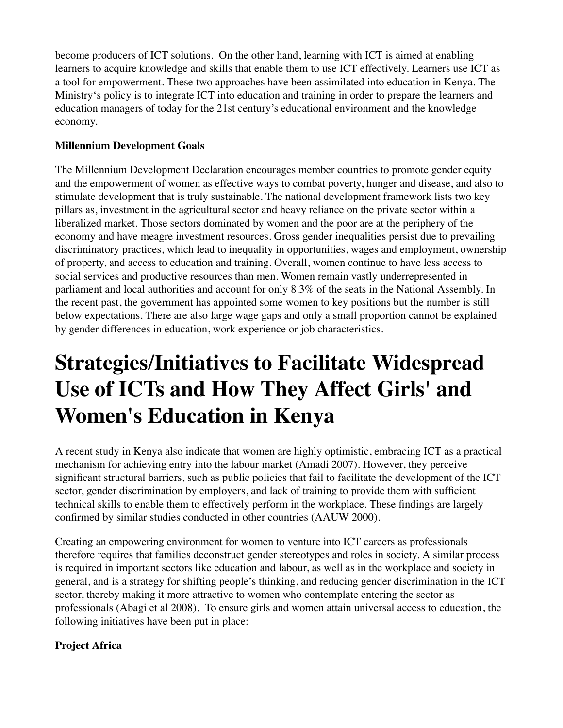become producers of ICT solutions.  On the other hand, learning with ICT is aimed at enabling learners to acquire knowledge and skills that enable them to use ICT effectively. Learners use ICT as a tool for empowerment. These two approaches have been assimilated into education in Kenya. The Ministry's policy is to integrate ICT into education and training in order to prepare the learners and education managers of today for the 21st century's educational environment and the knowledge economy.

**Millennium Development Goals**

The Millennium Development Declaration encourages member countries to promote gender equity and the empowerment of women as effective ways to combat poverty, hunger and disease, and also to stimulate development that is truly sustainable. The national development framework lists two key pillars as, investment in the agricultural sector and heavy reliance on the private sector within a liberalized market. Those sectors dominated by women and the poor are at the periphery of the economy and have meagre investment resources. Gross gender inequalities persist due to prevailing discriminatory practices, which lead to inequality in opportunities, wages and employment, ownership of property, and access to education and training. Overall, women continue to have less access to social services and productive resources than men. Women remain vastly underrepresented in parliament and local authorities and account for only 8.3% of the seats in the National Assembly. In the recent past, the government has appointed some women to key positions but the number is still below expectations. There are also large wage gaps and only a small proportion cannot be explained by gender differences in education, work experience or job characteristics.

# Strategies/Initiatives to Facilitate Widespread Use of ICTs and How They Affect Girls' and Women's Education in Kenya

A recent study in Kenya also indicate that women are highly optimistic, embracing ICT as a practical mechanism for achieving entry into the labour market (Amadi 2007). However, they perceive significant structural barriers, such as public policies that fail to facilitate the development of the ICT sector, gender discrimination by employers, and lack of training to provide them with sufficient technical skills to enable them to effectively perform in the workplace. These findings are largely confirmed by similar studies conducted in other countries (AAUW 2000).

Creating an empowering environment for women to venture into ICT careers as professionals therefore requires that families deconstruct gender stereotypes and roles in society. A similar process is required in important sectors like education and labour, as well as in the workplace and society in general, and is a strategy for shifting people's thinking, and reducing gender discrimination in the ICT sector, thereby making it more attractive to women who contemplate entering the sector as professionals (Abagi et al 2008).  To ensure girls and women attain universal access to education, the following initiatives have been put in place:

**Project Africa**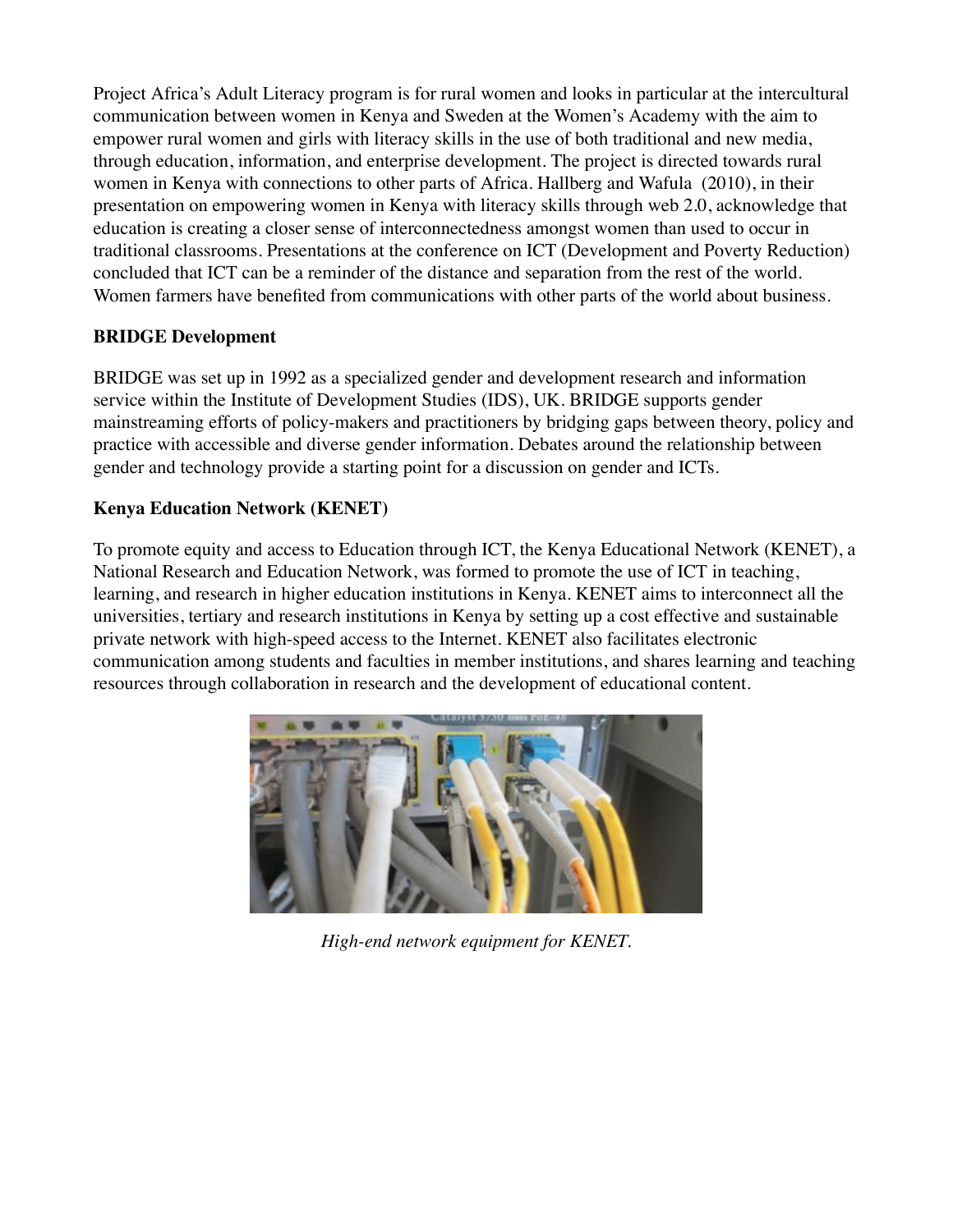Project Africa's Adult Literacy program is for rural women and looks in particular at the intercultural communication between women in Kenya and Sweden at the Women's Academy with the aim to empower rural women and girls with literacy skills in the use of both traditional and new media, through education, information, and enterprise development. The project is directed towards rural women in Kenya with connections to other parts of Africa. Hallberg and Wafula (2010), in their presentation on empowering women in Kenya with literacy skills through web 2.0, acknowledge that education is creating a closer sense of interconnectedness amongst women than used to occur in traditional classrooms. Presentations at the conference on ICT (Development and Poverty Reduction) concluded that ICT can be a reminder of the distance and separation from the rest of the world. Women farmers have benefited from communications with other parts of the world about business.

**BRIDGE Development**

BRIDGE was set up in 1992 as a specialized gender and development research and information service within the Institute of Development Studies (IDS), UK. BRIDGE supports gender mainstreaming efforts of policy-makers and practitioners by bridging gaps between theory, policy and practice with accessible and diverse gender information. Debates around the relationship between gender and technology provide a starting point for a discussion on gender and ICTs.

**Kenya Education Network (KENET)**

To promote equity and access to Education through ICT, the Kenya Educational Network (KENET), a National Research and Education Network, was formed to promote the use of ICT in teaching, learning, and research in higher education institutions in Kenya. KENET aims to interconnect all the universities, tertiary and research institutions in Kenya by setting up a cost effective and sustainable private network with high-speed access to the Internet. KENET also facilitates electronic communication among students and faculties in member institutions, and shares learning and teaching resources through collaboration in research and the development of educational content.

*High-end network equipment for KENET.*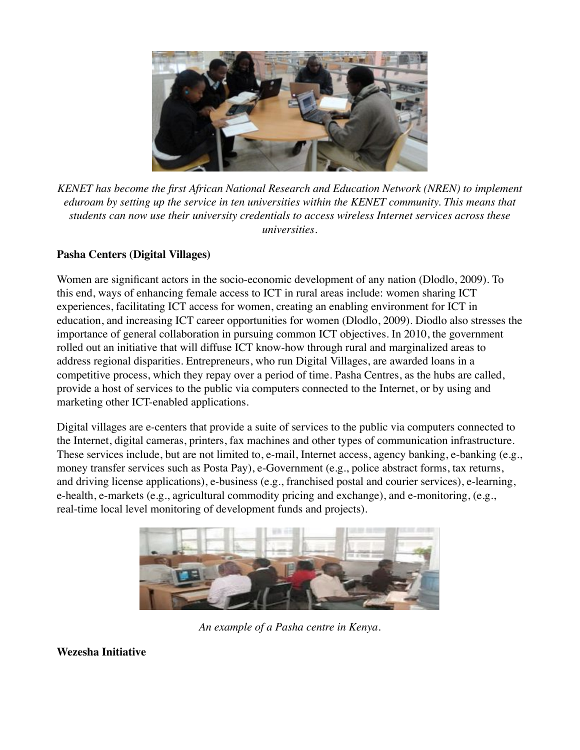*KENET has become the first African National Research and Education Network (NREN) to implement eduroam by setting up the service in ten universities within the KENET community. This means that students can now use their university credentials to access wireless Internet services across these universities.*

**Pasha Centers (Digital Villages)**

Women are significant actors in the socio-economic development of any nation (Dlodlo, 2009). To this end, ways of enhancing female access to ICT in rural areas include: women sharing ICT experiences, facilitating ICT access for women, creating an enabling environment for ICT in education, and increasing ICT career opportunities for women (Dlodlo, 2009). Diodlo also stresses the importance of general collaboration in pursuing common ICT objectives. In 2010, the government rolled out an initiative that will diffuse ICT know-how through rural and marginalized areas to address regional disparities. Entrepreneurs, who run Digital Villages, are awarded loans in a competitive process, which they repay over a period of time. Pasha Centres, as the hubs are called, provide a host of services to the public via computers connected to the Internet, or by using and marketing other ICT-enabled applications.

Digital villages are e-centers that provide a suite of services to the public via computers connected to the Internet, digital cameras, printers, fax machines and other types of communication infrastructure. These services include, but are not limited to, e-mail, Internet access, agency banking, e-banking (e.g., money transfer services such as Posta Pay), e-Government (e.g., police abstract forms, tax returns, and driving license applications), e-business (e.g., franchised postal and courier services), e-learning, e-health, e-markets (e.g., agricultural commodity pricing and exchange), and e-monitoring, (e.g., real-time local level monitoring of development funds and projects).

*An example of a Pasha centre in Kenya.*

**Wezesha Initiative**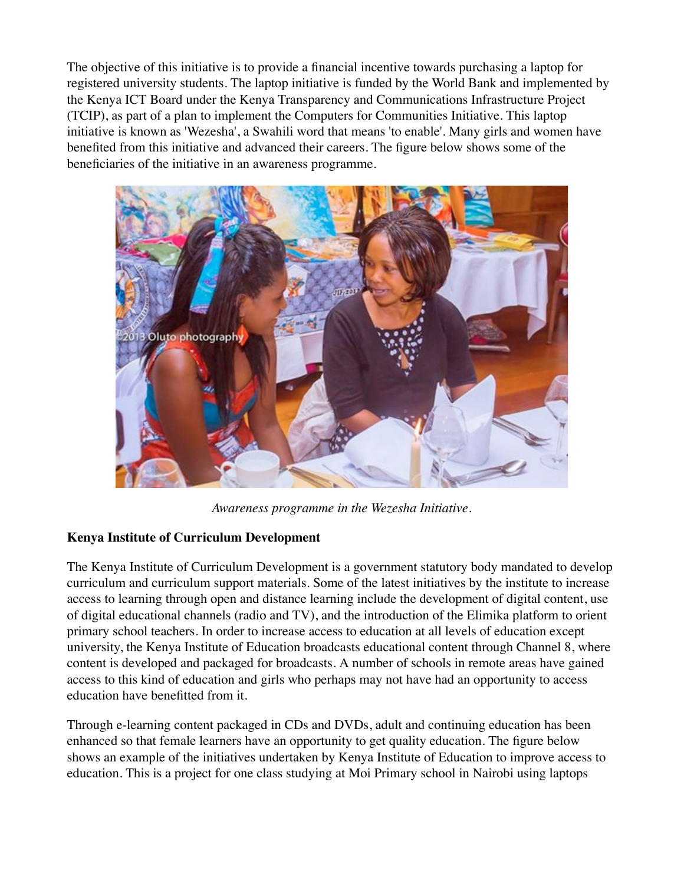The objective of this initiative is to provide a financial incentive towards purchasing a laptop for registered university students. The laptop initiative is funded by the World Bank and implemented by the Kenya ICT Board under the Kenya Transparency and Communications Infrastructure Project (TCIP), as part of a plan to implement the Computers for Communities Initiative. This laptop initiative is known as 'Wezesha', a Swahili word that means 'to enable'. Many girls and women have benefited from this initiative and advanced their careers. The figure below shows some of the beneficiaries of the initiative in an awareness programme.

*Awareness programme in the Wezesha Initiative.*

**Kenya Institute of Curriculum Development**

The Kenya Institute of Curriculum Development is a government statutory body mandated to develop curriculum and curriculum support materials. Some of the latest initiatives by the institute to increase access to learning through open and distance learning include the development of digital content, use of digital educational channels (radio and TV), and the introduction of the Elimika platform to orient primary school teachers. In order to increase access to education at all levels of education except university, the Kenya Institute of Education broadcasts educational content through Channel 8, where content is developed and packaged for broadcasts. A number of schools in remote areas have gained access to this kind of education and girls who perhaps may not have had an opportunity to access education have benefitted from it.

Through e-learning content packaged in CDs and DVDs, adult and continuing education has been enhanced so that female learners have an opportunity to get quality education. The figure below shows an example of the initiatives undertaken by Kenya Institute of Education to improve access to education. This is a project for one class studying at Moi Primary school in Nairobi using laptops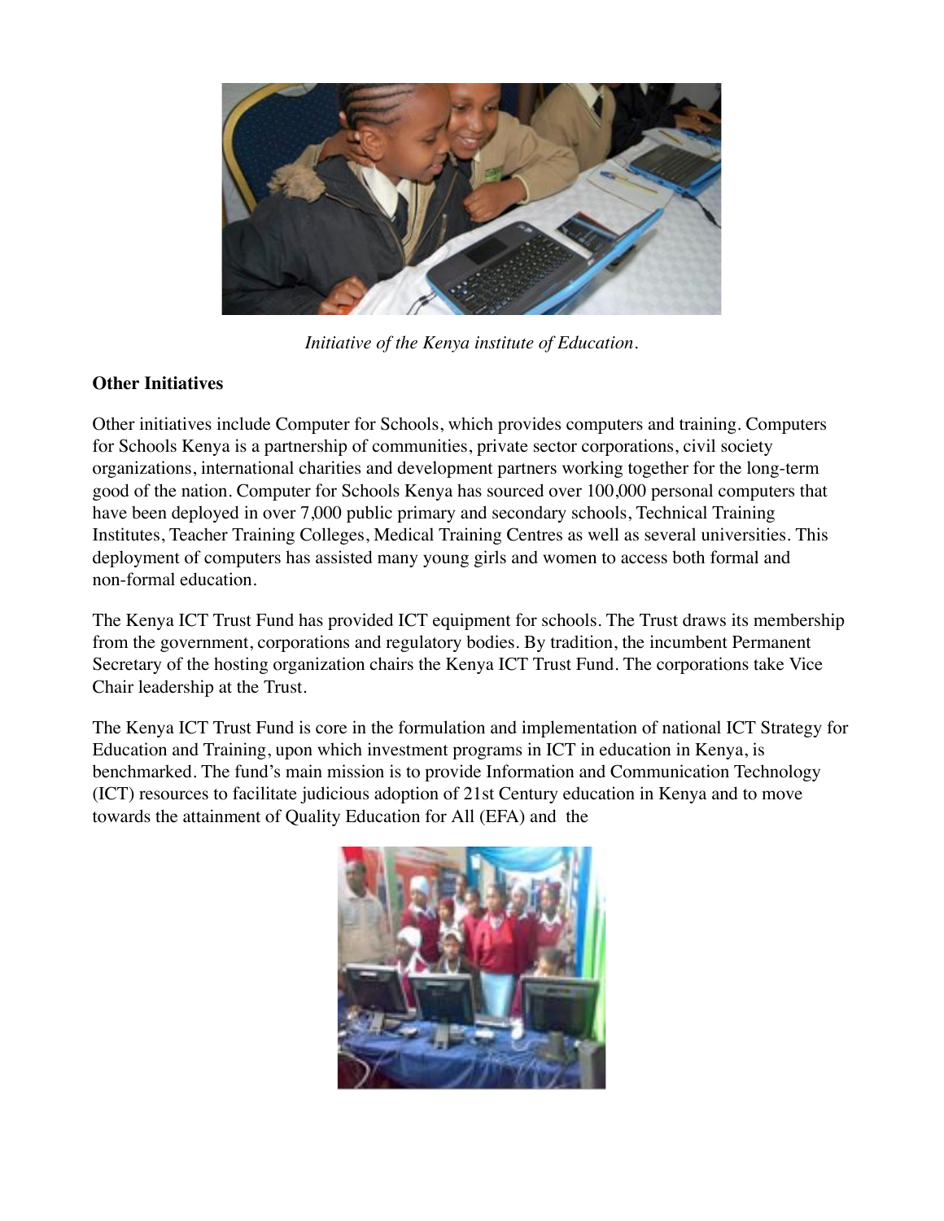*Initiative of the Kenya institute of Education.*

**Other Initiatives**

Other initiatives include Computer for Schools, which provides computers and training. Computers for Schools Kenya is a partnership of communities, private sector corporations, civil society organizations, international charities and development partners working together for the long-term good of the nation. Computer for Schools Kenya has sourced over 100,000 personal computers that have been deployed in over 7,000 public primary and secondary schools, Technical Training Institutes, Teacher Training Colleges, Medical Training Centres as well as several universities. This deployment of computers has assisted many young girls and women to access both formal and non-formal education.

The Kenya ICT Trust Fund has provided ICT equipment for schools. The Trust draws its membership from the government, corporations and regulatory bodies. By tradition, the incumbent Permanent Secretary of the hosting organization chairs the Kenya ICT Trust Fund. The corporations take Vice Chair leadership at the Trust.

The Kenya ICT Trust Fund is core in the formulation and implementation of national ICT Strategy for Education and Training, upon which investment programs in ICT in education in Kenya, is benchmarked. The fund's main mission is to provide Information and Communication Technology (ICT) resources to facilitate judicious adoption of 21st Century education in Kenya and to move towards the attainment of Quality Education for All (EFA) and the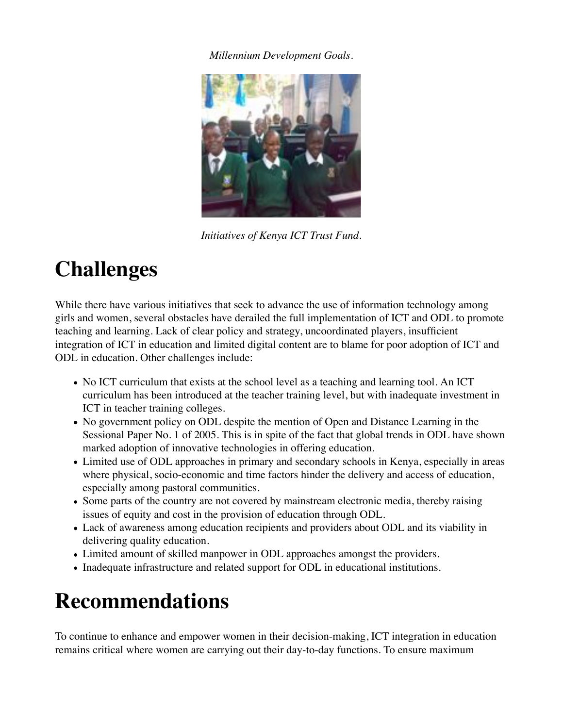*Millennium Development Goals.*

*Initiatives of Kenya ICT Trust Fund.*

# Challenges

While there have various initiatives that seek to advance the use of information technology among girls and women, several obstacles have derailed the full implementation of ICT and ODL to promote teaching and learning. Lack of clear policy and strategy, uncoordinated players, insufficient integration of ICT in education and limited digital content are to blame for poor adoption of ICT and ODL in education. Other challenges include:

- No ICT curriculum that exists at the school level as a teaching and learning tool. An ICT curriculum has been introduced at the teacher training level, but with inadequate investment in ICT in teacher training colleges.
- No government policy on ODL despite the mention of Open and Distance Learning in the Sessional Paper No. 1 of 2005. This is in spite of the fact that global trends in ODL have shown marked adoption of innovative technologies in offering education.
- Limited use of ODL approaches in primary and secondary schools in Kenya, especially in areas where physical, socio-economic and time factors hinder the delivery and access of education, especially among pastoral communities.
- Some parts of the country are not covered by mainstream electronic media, thereby raising issues of equity and cost in the provision of education through ODL.
- Lack of awareness among education recipients and providers about ODL and its viability in delivering quality education.
- Limited amount of skilled manpower in ODL approaches amongst the providers.
- Inadequate infrastructure and related support for ODL in educational institutions.

# Recommendations

To continue to enhance and empower women in their decision-making, ICT integration in education remains critical where women are carrying out their day-to-day functions. To ensure maximum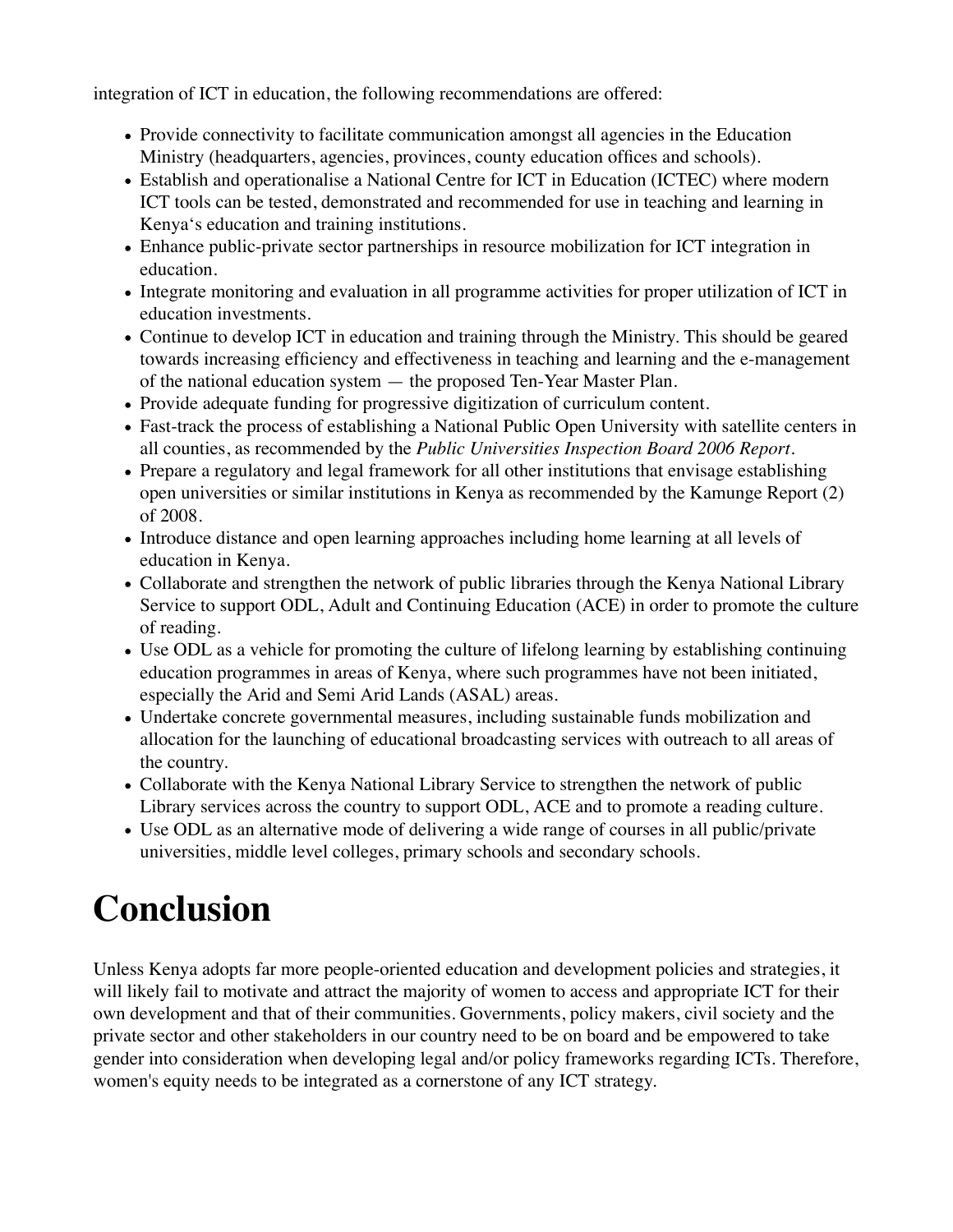integration of ICT in education, the following recommendations are offered:

- Provide connectivity to facilitate communication amongst all agencies in the Education Ministry (headquarters, agencies, provinces, county education offices and schools).
- Establish and operationalise a National Centre for ICT in Education (ICTEC) where modern ICT tools can be tested, demonstrated and recommended for use in teaching and learning in Kenya's education and training institutions.
- Enhance public-private sector partnerships in resource mobilization for ICT integration in education.
- Integrate monitoring and evaluation in all programme activities for proper utilization of ICT in education investments.
- Continue to develop ICT in education and training through the Ministry. This should be geared towards increasing efficiency and effectiveness in teaching and learning and the e-management of the national education system — the proposed Ten-Year Master Plan.
- Provide adequate funding for progressive digitization of curriculum content.
- Fast-track the process of establishing a National Public Open University with satellite centers in all counties, as recommended by the *Public Universities Inspection Board 2006 Report*.
- Prepare a regulatory and legal framework for all other institutions that envisage establishing open universities or similar institutions in Kenya as recommended by the Kamunge Report (2) of 2008.
- Introduce distance and open learning approaches including home learning at all levels of education in Kenya.
- Collaborate and strengthen the network of public libraries through the Kenya National Library Service to support ODL, Adult and Continuing Education (ACE) in order to promote the culture of reading.
- Use ODL as a vehicle for promoting the culture of lifelong learning by establishing continuing education programmes in areas of Kenya, where such programmes have not been initiated, especially the Arid and Semi Arid Lands (ASAL) areas.
- Undertake concrete governmental measures, including sustainable funds mobilization and allocation for the launching of educational broadcasting services with outreach to all areas of the country.
- Collaborate with the Kenya National Library Service to strengthen the network of public Library services across the country to support ODL, ACE and to promote a reading culture.
- Use ODL as an alternative mode of delivering a wide range of courses in all public/private universities, middle level colleges, primary schools and secondary schools.

# Conclusion

Unless Kenya adopts far more people-oriented education and development policies and strategies, it will likely fail to motivate and attract the majority of women to access and appropriate ICT for their own development and that of their communities. Governments, policy makers, civil society and the private sector and other stakeholders in our country need to be on board and be empowered to take gender into consideration when developing legal and/or policy frameworks regarding ICTs. Therefore, women's equity needs to be integrated as a cornerstone of any ICT strategy.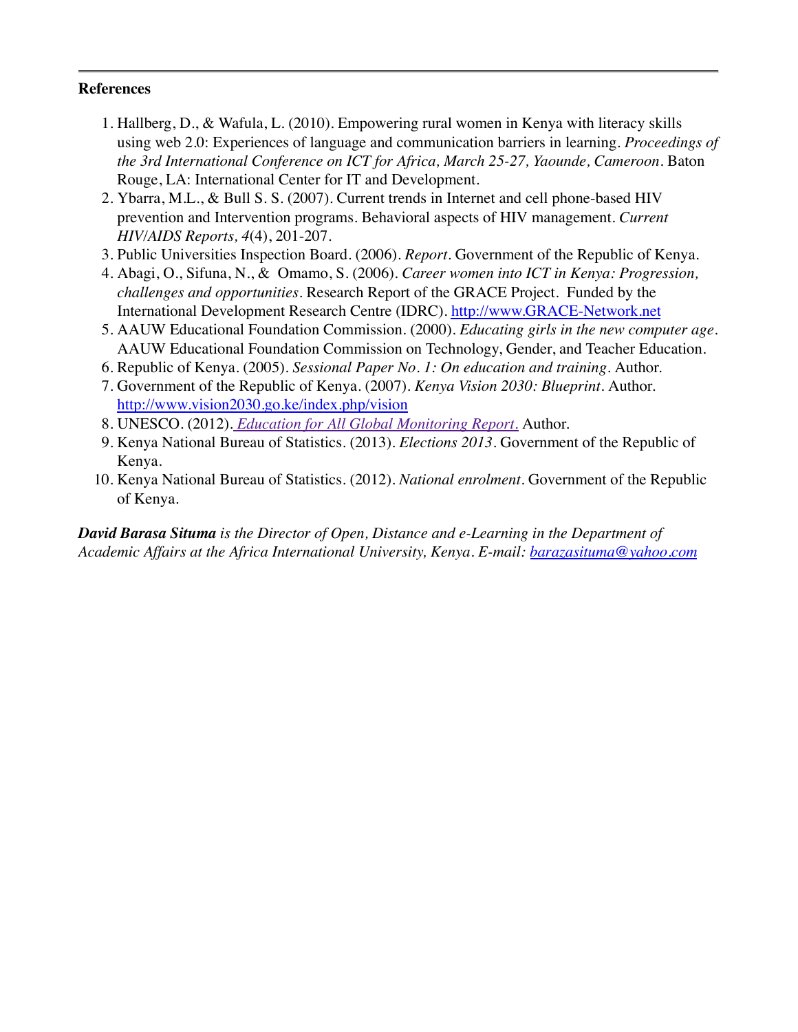**References**

1. Hallberg, D., & Wafula, L. (2010). Empowering rural women in Kenya with literacy skills using web 2.0: Experiences of language and communication barriers in learning. *Proceedings of the 3rd International Conference on ICT for Africa, March 25-27, Yaounde, Cameroon*. Baton Rouge, LA: International Center for IT and Development.
2. Ybarra, M.L., & Bull S. S. (2007). Current trends in Internet and cell phone-based HIV prevention and Intervention programs. Behavioral aspects of HIV management. *Current HIV/AIDS Reports, 4*(4), 201-207.
3. Public Universities Inspection Board. (2006). *Report*. Government of the Republic of Kenya.
4. Abagi, O., Sifuna, N., & Omamo, S. (2006). *Career women into ICT in Kenya: Progression, challenges and opportunities*. Research Report of the GRACE Project. Funded by the International Development Research Centre (IDRC). http://www.GRACE-Network.net
5. AAUW Educational Foundation Commission. (2000). *Educating girls in the new computer age*. AAUW Educational Foundation Commission on Technology, Gender, and Teacher Education.
6. Republic of Kenya. (2005). *Sessional Paper No. 1: On education and training*. Author.
7. Government of the Republic of Kenya. (2007). *Kenya Vision 2030: Blueprint*. Author. http://www.vision2030.go.ke/index.php/vision
8. UNESCO. (2012). *Education for All Global Monitoring Report*. Author.
9. Kenya National Bureau of Statistics. (2013). *Elections 2013*. Government of the Republic of Kenya.
10. Kenya National Bureau of Statistics. (2012). *National enrolment*. Government of the Republic of Kenya.

***David Barasa Situma*** *is the Director of Open, Distance and e-Learning in the Department of Academic Affairs at the Africa International University, Kenya. E-mail: barazasituma@yahoo.com*